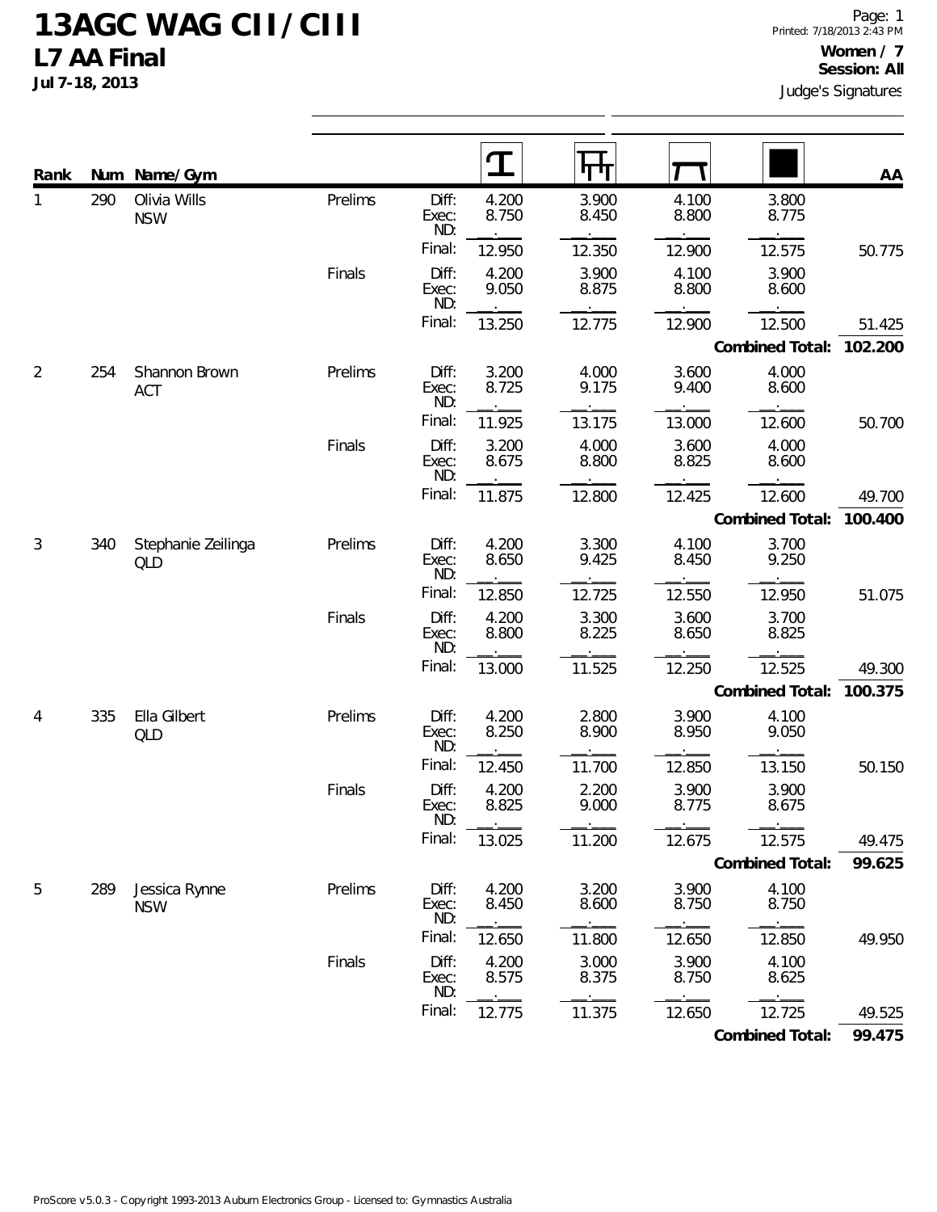# 13AGC WAG CII / CIII

## L7 AA Final

**Jul 7-18, 2013**

Printed: 7/18/2013 2:43 PM

**Women / 7**
**Session: All**

Judge's Signatures

| Rank | Num | Name/Gym | | | Vault | Bars | Beam | Floor | AA |
|---|---|---|---|---|---|---|---|---|---|
| 1 | 290 | Olivia Wills NSW | Prelims | Diff: | 4.200 | 3.900 | 4.100 | 3.800 | |
| | | | | Exec: | 8.750 | 8.450 | 8.800 | 8.775 | |
| | | | | ND: | | | | | |
| | | | | Final: | 12.950 | 12.350 | 12.900 | 12.575 | 50.775 |
| | | | Finals | Diff: | 4.200 | 3.900 | 4.100 | 3.900 | |
| | | | | Exec: | 9.050 | 8.875 | 8.800 | 8.600 | |
| | | | | ND: | | | | | |
| | | | | Final: | 13.250 | 12.775 | 12.900 | 12.500 | 51.425 |
| | | | | | | | | **Combined Total:** | **102.200** |
| 2 | 254 | Shannon Brown ACT | Prelims | Diff: | 3.200 | 4.000 | 3.600 | 4.000 | |
| | | | | Exec: | 8.725 | 9.175 | 9.400 | 8.600 | |
| | | | | ND: | | | | | |
| | | | | Final: | 11.925 | 13.175 | 13.000 | 12.600 | 50.700 |
| | | | Finals | Diff: | 3.200 | 4.000 | 3.600 | 4.000 | |
| | | | | Exec: | 8.675 | 8.800 | 8.825 | 8.600 | |
| | | | | ND: | | | | | |
| | | | | Final: | 11.875 | 12.800 | 12.425 | 12.600 | 49.700 |
| | | | | | | | | **Combined Total:** | **100.400** |
| 3 | 340 | Stephanie Zeilinga QLD | Prelims | Diff: | 4.200 | 3.300 | 4.100 | 3.700 | |
| | | | | Exec: | 8.650 | 9.425 | 8.450 | 9.250 | |
| | | | | ND: | | | | | |
| | | | | Final: | 12.850 | 12.725 | 12.550 | 12.950 | 51.075 |
| | | | Finals | Diff: | 4.200 | 3.300 | 3.600 | 3.700 | |
| | | | | Exec: | 8.800 | 8.225 | 8.650 | 8.825 | |
| | | | | ND: | | | | | |
| | | | | Final: | 13.000 | 11.525 | 12.250 | 12.525 | 49.300 |
| | | | | | | | | **Combined Total:** | **100.375** |
| 4 | 335 | Ella Gilbert QLD | Prelims | Diff: | 4.200 | 2.800 | 3.900 | 4.100 | |
| | | | | Exec: | 8.250 | 8.900 | 8.950 | 9.050 | |
| | | | | ND: | | | | | |
| | | | | Final: | 12.450 | 11.700 | 12.850 | 13.150 | 50.150 |
| | | | Finals | Diff: | 4.200 | 2.200 | 3.900 | 3.900 | |
| | | | | Exec: | 8.825 | 9.000 | 8.775 | 8.675 | |
| | | | | ND: | | | | | |
| | | | | Final: | 13.025 | 11.200 | 12.675 | 12.575 | 49.475 |
| | | | | | | | | **Combined Total:** | **99.625** |
| 5 | 289 | Jessica Rynne NSW | Prelims | Diff: | 4.200 | 3.200 | 3.900 | 4.100 | |
| | | | | Exec: | 8.450 | 8.600 | 8.750 | 8.750 | |
| | | | | ND: | | | | | |
| | | | | Final: | 12.650 | 11.800 | 12.650 | 12.850 | 49.950 |
| | | | Finals | Diff: | 4.200 | 3.000 | 3.900 | 4.100 | |
| | | | | Exec: | 8.575 | 8.375 | 8.750 | 8.625 | |
| | | | | ND: | | | | | |
| | | | | Final: | 12.775 | 11.375 | 12.650 | 12.725 | 49.525 |
| | | | | | | | | **Combined Total:** | **99.475** |

ProScore v5.0.3 - Copyright 1993-2013 Auburn Electronics Group - Licensed to: Gymnastics Australia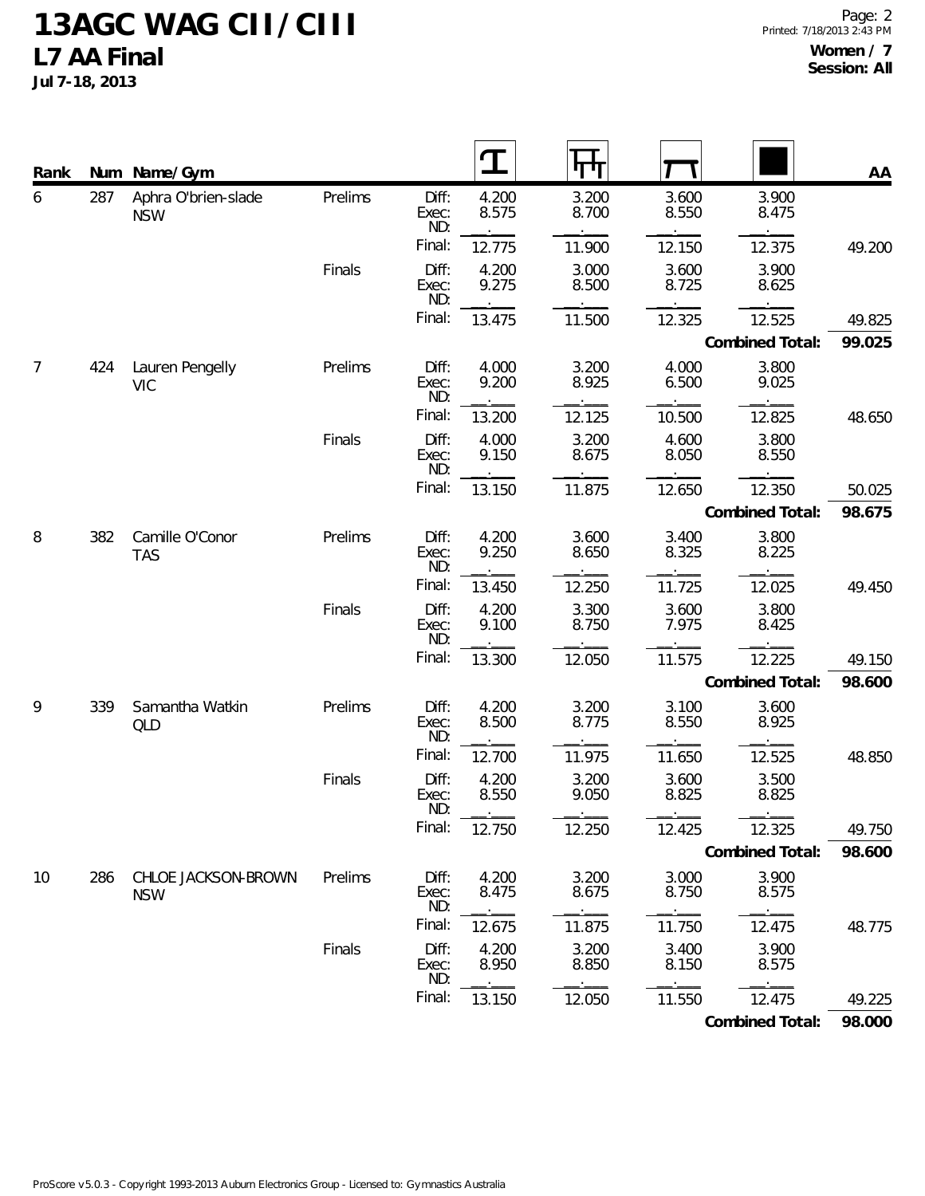# 13AGC WAG CII / CIII

## L7 AA Final

**Jul 7-18, 2013**

**Women / 7**
**Session: All**

| Rank | Num | Name/Gym | | | Vault | Bars | Beam | Floor | AA |
|---|---|---|---|---|---|---|---|---|---|
| 6 | 287 | Aphra O'brien-slade NSW | Prelims | Diff: | 4.200 | 3.200 | 3.600 | 3.900 | |
| | | | | Exec: | 8.575 | 8.700 | 8.550 | 8.475 | |
| | | | | ND: | | | | | |
| | | | | Final: | 12.775 | 11.900 | 12.150 | 12.375 | 49.200 |
| | | | Finals | Diff: | 4.200 | 3.000 | 3.600 | 3.900 | |
| | | | | Exec: | 9.275 | 8.500 | 8.725 | 8.625 | |
| | | | | ND: | | | | | |
| | | | | Final: | 13.475 | 11.500 | 12.325 | 12.525 | 49.825 |
| | | | | | | | | **Combined Total:** | **99.025** |
| 7 | 424 | Lauren Pengelly VIC | Prelims | Diff: | 4.000 | 3.200 | 4.000 | 3.800 | |
| | | | | Exec: | 9.200 | 8.925 | 6.500 | 9.025 | |
| | | | | ND: | | | | | |
| | | | | Final: | 13.200 | 12.125 | 10.500 | 12.825 | 48.650 |
| | | | Finals | Diff: | 4.000 | 3.200 | 4.600 | 3.800 | |
| | | | | Exec: | 9.150 | 8.675 | 8.050 | 8.550 | |
| | | | | ND: | | | | | |
| | | | | Final: | 13.150 | 11.875 | 12.650 | 12.350 | 50.025 |
| | | | | | | | | **Combined Total:** | **98.675** |
| 8 | 382 | Camille O'Conor TAS | Prelims | Diff: | 4.200 | 3.600 | 3.400 | 3.800 | |
| | | | | Exec: | 9.250 | 8.650 | 8.325 | 8.225 | |
| | | | | ND: | | | | | |
| | | | | Final: | 13.450 | 12.250 | 11.725 | 12.025 | 49.450 |
| | | | Finals | Diff: | 4.200 | 3.300 | 3.600 | 3.800 | |
| | | | | Exec: | 9.100 | 8.750 | 7.975 | 8.425 | |
| | | | | ND: | | | | | |
| | | | | Final: | 13.300 | 12.050 | 11.575 | 12.225 | 49.150 |
| | | | | | | | | **Combined Total:** | **98.600** |
| 9 | 339 | Samantha Watkin QLD | Prelims | Diff: | 4.200 | 3.200 | 3.100 | 3.600 | |
| | | | | Exec: | 8.500 | 8.775 | 8.550 | 8.925 | |
| | | | | ND: | | | | | |
| | | | | Final: | 12.700 | 11.975 | 11.650 | 12.525 | 48.850 |
| | | | Finals | Diff: | 4.200 | 3.200 | 3.600 | 3.500 | |
| | | | | Exec: | 8.550 | 9.050 | 8.825 | 8.825 | |
| | | | | ND: | | | | | |
| | | | | Final: | 12.750 | 12.250 | 12.425 | 12.325 | 49.750 |
| | | | | | | | | **Combined Total:** | **98.600** |
| 10 | 286 | CHLOE JACKSON-BROWN NSW | Prelims | Diff: | 4.200 | 3.200 | 3.000 | 3.900 | |
| | | | | Exec: | 8.475 | 8.675 | 8.750 | 8.575 | |
| | | | | ND: | | | | | |
| | | | | Final: | 12.675 | 11.875 | 11.750 | 12.475 | 48.775 |
| | | | Finals | Diff: | 4.200 | 3.200 | 3.400 | 3.900 | |
| | | | | Exec: | 8.950 | 8.850 | 8.150 | 8.575 | |
| | | | | ND: | | | | | |
| | | | | Final: | 13.150 | 12.050 | 11.550 | 12.475 | 49.225 |
| | | | | | | | | **Combined Total:** | **98.000** |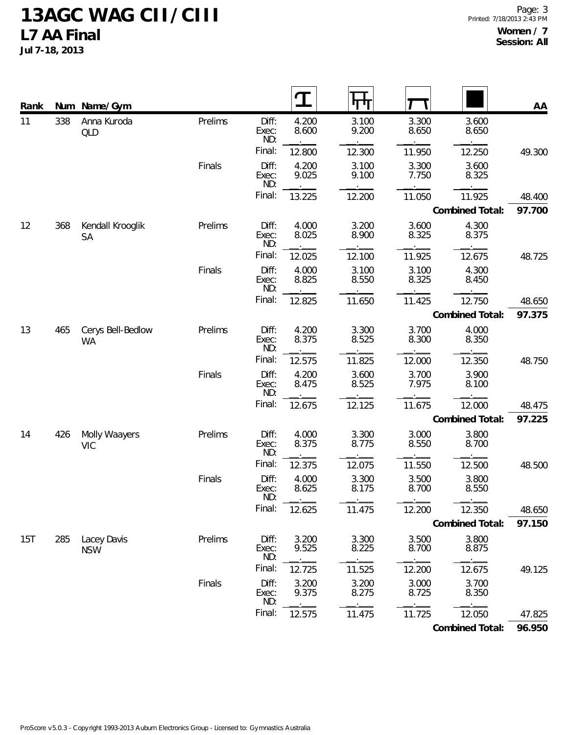# 13AGC WAG CII / CIII

## L7 AA Final

**Jul 7-18, 2013**

**Women / 7**
**Session: All**

| Rank | Num | Name/Gym | | | Vault | Bars | Beam | Floor | AA |
|---|---|---|---|---|---|---|---|---|---|
| 11 | 338 | Anna Kuroda QLD | Prelims | Diff: | 4.200 | 3.100 | 3.300 | 3.600 | |
| | | | | Exec: | 8.600 | 9.200 | 8.650 | 8.650 | |
| | | | | ND: | | | | | |
| | | | | Final: | 12.800 | 12.300 | 11.950 | 12.250 | 49.300 |
| | | | Finals | Diff: | 4.200 | 3.100 | 3.300 | 3.600 | |
| | | | | Exec: | 9.025 | 9.100 | 7.750 | 8.325 | |
| | | | | ND: | | | | | |
| | | | | Final: | 13.225 | 12.200 | 11.050 | 11.925 | 48.400 |
| | | | | | | | | **Combined Total:** | **97.700** |
| 12 | 368 | Kendall Krooglik SA | Prelims | Diff: | 4.000 | 3.200 | 3.600 | 4.300 | |
| | | | | Exec: | 8.025 | 8.900 | 8.325 | 8.375 | |
| | | | | ND: | | | | | |
| | | | | Final: | 12.025 | 12.100 | 11.925 | 12.675 | 48.725 |
| | | | Finals | Diff: | 4.000 | 3.100 | 3.100 | 4.300 | |
| | | | | Exec: | 8.825 | 8.550 | 8.325 | 8.450 | |
| | | | | ND: | | | | | |
| | | | | Final: | 12.825 | 11.650 | 11.425 | 12.750 | 48.650 |
| | | | | | | | | **Combined Total:** | **97.375** |
| 13 | 465 | Cerys Bell-Bedlow WA | Prelims | Diff: | 4.200 | 3.300 | 3.700 | 4.000 | |
| | | | | Exec: | 8.375 | 8.525 | 8.300 | 8.350 | |
| | | | | ND: | | | | | |
| | | | | Final: | 12.575 | 11.825 | 12.000 | 12.350 | 48.750 |
| | | | Finals | Diff: | 4.200 | 3.600 | 3.700 | 3.900 | |
| | | | | Exec: | 8.475 | 8.525 | 7.975 | 8.100 | |
| | | | | ND: | | | | | |
| | | | | Final: | 12.675 | 12.125 | 11.675 | 12.000 | 48.475 |
| | | | | | | | | **Combined Total:** | **97.225** |
| 14 | 426 | Molly Waayers VIC | Prelims | Diff: | 4.000 | 3.300 | 3.000 | 3.800 | |
| | | | | Exec: | 8.375 | 8.775 | 8.550 | 8.700 | |
| | | | | ND: | | | | | |
| | | | | Final: | 12.375 | 12.075 | 11.550 | 12.500 | 48.500 |
| | | | Finals | Diff: | 4.000 | 3.300 | 3.500 | 3.800 | |
| | | | | Exec: | 8.625 | 8.175 | 8.700 | 8.550 | |
| | | | | ND: | | | | | |
| | | | | Final: | 12.625 | 11.475 | 12.200 | 12.350 | 48.650 |
| | | | | | | | | **Combined Total:** | **97.150** |
| 15T | 285 | Lacey Davis NSW | Prelims | Diff: | 3.200 | 3.300 | 3.500 | 3.800 | |
| | | | | Exec: | 9.525 | 8.225 | 8.700 | 8.875 | |
| | | | | ND: | | | | | |
| | | | | Final: | 12.725 | 11.525 | 12.200 | 12.675 | 49.125 |
| | | | Finals | Diff: | 3.200 | 3.200 | 3.000 | 3.700 | |
| | | | | Exec: | 9.375 | 8.275 | 8.725 | 8.350 | |
| | | | | ND: | | | | | |
| | | | | Final: | 12.575 | 11.475 | 11.725 | 12.050 | 47.825 |
| | | | | | | | | **Combined Total:** | **96.950** |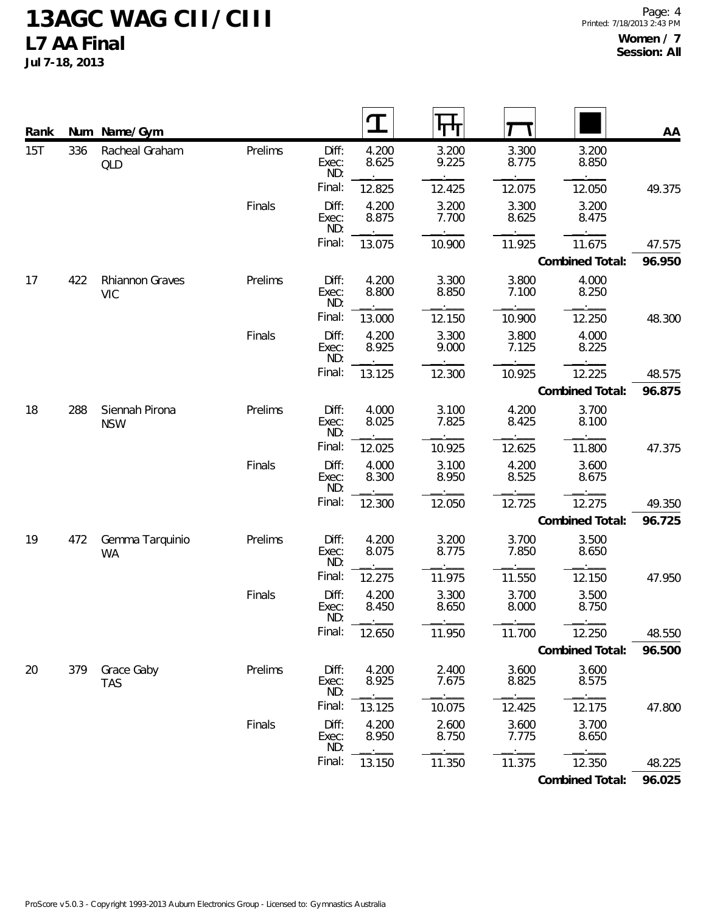# 13AGC WAG CII / CIII

## L7 AA Final

**Jul 7-18, 2013**

**Women / 7**
**Session: All**

| Rank | Num | Name/Gym | | | Vault | Bars | Beam | Floor | AA |
|---|---|---|---|---|---|---|---|---|---|
| 15T | 336 | Racheal Graham QLD | Prelims | Diff: | 4.200 | 3.200 | 3.300 | 3.200 | |
| | | | | Exec: | 8.625 | 9.225 | 8.775 | 8.850 | |
| | | | | ND: | | | | | |
| | | | | Final: | 12.825 | 12.425 | 12.075 | 12.050 | 49.375 |
| | | | Finals | Diff: | 4.200 | 3.200 | 3.300 | 3.200 | |
| | | | | Exec: | 8.875 | 7.700 | 8.625 | 8.475 | |
| | | | | ND: | | | | | |
| | | | | Final: | 13.075 | 10.900 | 11.925 | 11.675 | 47.575 |
| | | | | | | | | **Combined Total:** | **96.950** |
| 17 | 422 | Rhiannon Graves VIC | Prelims | Diff: | 4.200 | 3.300 | 3.800 | 4.000 | |
| | | | | Exec: | 8.800 | 8.850 | 7.100 | 8.250 | |
| | | | | ND: | | | | | |
| | | | | Final: | 13.000 | 12.150 | 10.900 | 12.250 | 48.300 |
| | | | Finals | Diff: | 4.200 | 3.300 | 3.800 | 4.000 | |
| | | | | Exec: | 8.925 | 9.000 | 7.125 | 8.225 | |
| | | | | ND: | | | | | |
| | | | | Final: | 13.125 | 12.300 | 10.925 | 12.225 | 48.575 |
| | | | | | | | | **Combined Total:** | **96.875** |
| 18 | 288 | Siennah Pirona NSW | Prelims | Diff: | 4.000 | 3.100 | 4.200 | 3.700 | |
| | | | | Exec: | 8.025 | 7.825 | 8.425 | 8.100 | |
| | | | | ND: | | | | | |
| | | | | Final: | 12.025 | 10.925 | 12.625 | 11.800 | 47.375 |
| | | | Finals | Diff: | 4.000 | 3.100 | 4.200 | 3.600 | |
| | | | | Exec: | 8.300 | 8.950 | 8.525 | 8.675 | |
| | | | | ND: | | | | | |
| | | | | Final: | 12.300 | 12.050 | 12.725 | 12.275 | 49.350 |
| | | | | | | | | **Combined Total:** | **96.725** |
| 19 | 472 | Gemma Tarquinio WA | Prelims | Diff: | 4.200 | 3.200 | 3.700 | 3.500 | |
| | | | | Exec: | 8.075 | 8.775 | 7.850 | 8.650 | |
| | | | | ND: | | | | | |
| | | | | Final: | 12.275 | 11.975 | 11.550 | 12.150 | 47.950 |
| | | | Finals | Diff: | 4.200 | 3.300 | 3.700 | 3.500 | |
| | | | | Exec: | 8.450 | 8.650 | 8.000 | 8.750 | |
| | | | | ND: | | | | | |
| | | | | Final: | 12.650 | 11.950 | 11.700 | 12.250 | 48.550 |
| | | | | | | | | **Combined Total:** | **96.500** |
| 20 | 379 | Grace Gaby TAS | Prelims | Diff: | 4.200 | 2.400 | 3.600 | 3.600 | |
| | | | | Exec: | 8.925 | 7.675 | 8.825 | 8.575 | |
| | | | | ND: | | | | | |
| | | | | Final: | 13.125 | 10.075 | 12.425 | 12.175 | 47.800 |
| | | | Finals | Diff: | 4.200 | 2.600 | 3.600 | 3.700 | |
| | | | | Exec: | 8.950 | 8.750 | 7.775 | 8.650 | |
| | | | | ND: | | | | | |
| | | | | Final: | 13.150 | 11.350 | 11.375 | 12.350 | 48.225 |
| | | | | | | | | **Combined Total:** | **96.025** |

ProScore v5.0.3 - Copyright 1993-2013 Auburn Electronics Group - Licensed to: Gymnastics Australia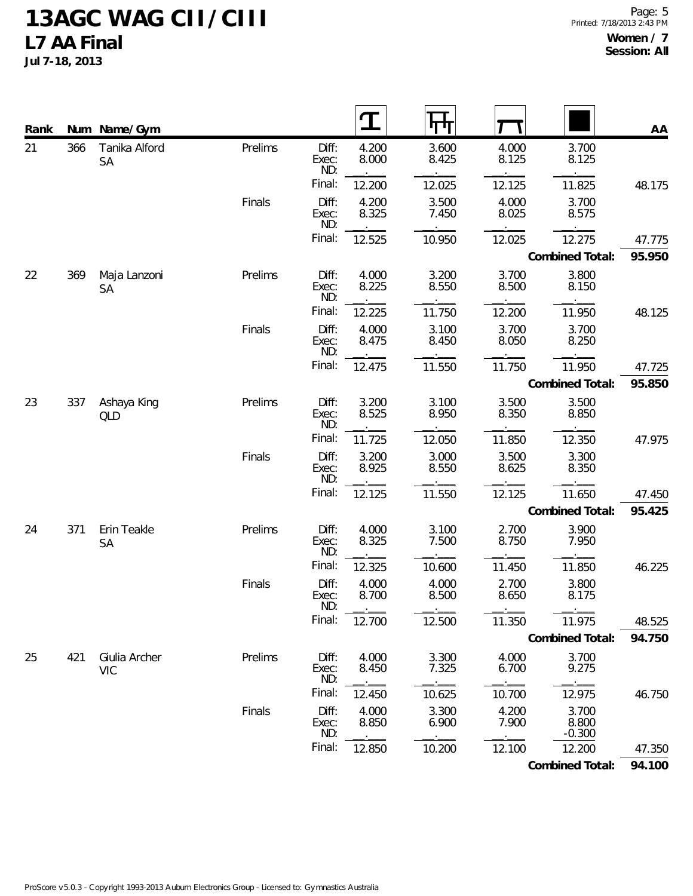# 13AGC WAG CII / CIII

## L7 AA Final

**Jul 7-18, 2013**

**Women / 7**
**Session: All**

| Rank | Num | Name/Gym | | | Vault | Bars | Beam | Floor | AA |
|---|---|---|---|---|---|---|---|---|---|
| 21 | 366 | Tanika Alford SA | Prelims | Diff: | 4.200 | 3.600 | 4.000 | 3.700 | |
| | | | | Exec: | 8.000 | 8.425 | 8.125 | 8.125 | |
| | | | | ND: | | | | | |
| | | | | Final: | 12.200 | 12.025 | 12.125 | 11.825 | 48.175 |
| | | | Finals | Diff: | 4.200 | 3.500 | 4.000 | 3.700 | |
| | | | | Exec: | 8.325 | 7.450 | 8.025 | 8.575 | |
| | | | | ND: | | | | | |
| | | | | Final: | 12.525 | 10.950 | 12.025 | 12.275 | 47.775 |
| | | | | | | | | **Combined Total:** | **95.950** |
| 22 | 369 | Maja Lanzoni SA | Prelims | Diff: | 4.000 | 3.200 | 3.700 | 3.800 | |
| | | | | Exec: | 8.225 | 8.550 | 8.500 | 8.150 | |
| | | | | ND: | | | | | |
| | | | | Final: | 12.225 | 11.750 | 12.200 | 11.950 | 48.125 |
| | | | Finals | Diff: | 4.000 | 3.100 | 3.700 | 3.700 | |
| | | | | Exec: | 8.475 | 8.450 | 8.050 | 8.250 | |
| | | | | ND: | | | | | |
| | | | | Final: | 12.475 | 11.550 | 11.750 | 11.950 | 47.725 |
| | | | | | | | | **Combined Total:** | **95.850** |
| 23 | 337 | Ashaya King QLD | Prelims | Diff: | 3.200 | 3.100 | 3.500 | 3.500 | |
| | | | | Exec: | 8.525 | 8.950 | 8.350 | 8.850 | |
| | | | | ND: | | | | | |
| | | | | Final: | 11.725 | 12.050 | 11.850 | 12.350 | 47.975 |
| | | | Finals | Diff: | 3.200 | 3.000 | 3.500 | 3.300 | |
| | | | | Exec: | 8.925 | 8.550 | 8.625 | 8.350 | |
| | | | | ND: | | | | | |
| | | | | Final: | 12.125 | 11.550 | 12.125 | 11.650 | 47.450 |
| | | | | | | | | **Combined Total:** | **95.425** |
| 24 | 371 | Erin Teakle SA | Prelims | Diff: | 4.000 | 3.100 | 2.700 | 3.900 | |
| | | | | Exec: | 8.325 | 7.500 | 8.750 | 7.950 | |
| | | | | ND: | | | | | |
| | | | | Final: | 12.325 | 10.600 | 11.450 | 11.850 | 46.225 |
| | | | Finals | Diff: | 4.000 | 4.000 | 2.700 | 3.800 | |
| | | | | Exec: | 8.700 | 8.500 | 8.650 | 8.175 | |
| | | | | ND: | | | | | |
| | | | | Final: | 12.700 | 12.500 | 11.350 | 11.975 | 48.525 |
| | | | | | | | | **Combined Total:** | **94.750** |
| 25 | 421 | Giulia Archer VIC | Prelims | Diff: | 4.000 | 3.300 | 4.000 | 3.700 | |
| | | | | Exec: | 8.450 | 7.325 | 6.700 | 9.275 | |
| | | | | ND: | | | | | |
| | | | | Final: | 12.450 | 10.625 | 10.700 | 12.975 | 46.750 |
| | | | Finals | Diff: | 4.000 | 3.300 | 4.200 | 3.700 | |
| | | | | Exec: | 8.850 | 6.900 | 7.900 | 8.800 | |
| | | | | ND: | | | | -0.300 | |
| | | | | Final: | 12.850 | 10.200 | 12.100 | 12.200 | 47.350 |
| | | | | | | | | **Combined Total:** | **94.100** |

ProScore v5.0.3 - Copyright 1993-2013 Auburn Electronics Group - Licensed to: Gymnastics Australia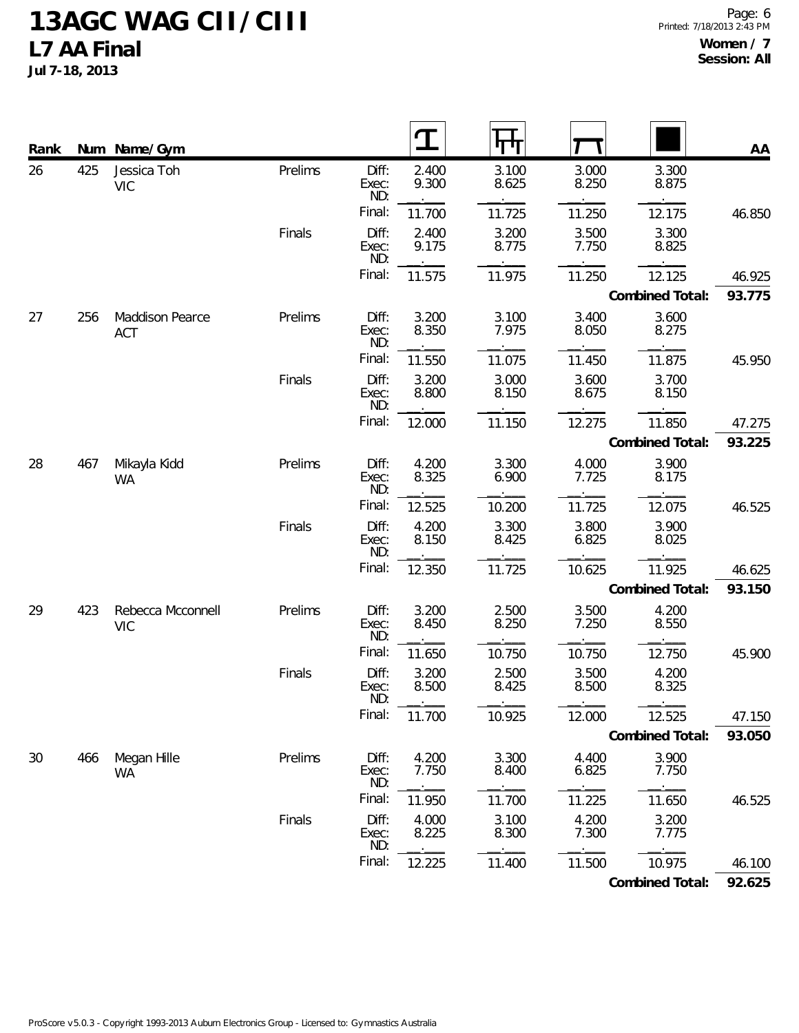# 13AGC WAG CII / CIII

## L7 AA Final

**Jul 7-18, 2013**

**Women / 7**
**Session: All**

| Rank | Num | Name/Gym | | | Vault | Bars | Beam | Floor | AA |
|---|---|---|---|---|---|---|---|---|---|
| 26 | 425 | Jessica Toh<br>VIC | Prelims | Diff: | 2.400 | 3.100 | 3.000 | 3.300 | |
| | | | | Exec: | 9.300 | 8.625 | 8.250 | 8.875 | |
| | | | | ND: | . | . | . | . | |
| | | | | Final: | 11.700 | 11.725 | 11.250 | 12.175 | 46.850 |
| | | | Finals | Diff: | 2.400 | 3.200 | 3.500 | 3.300 | |
| | | | | Exec: | 9.175 | 8.775 | 7.750 | 8.825 | |
| | | | | ND: | . | . | . | . | |
| | | | | Final: | 11.575 | 11.975 | 11.250 | 12.125 | 46.925 |
| | | | | | | | | **Combined Total:** | **93.775** |
| 27 | 256 | Maddison Pearce<br>ACT | Prelims | Diff: | 3.200 | 3.100 | 3.400 | 3.600 | |
| | | | | Exec: | 8.350 | 7.975 | 8.050 | 8.275 | |
| | | | | ND: | . | . | . | . | |
| | | | | Final: | 11.550 | 11.075 | 11.450 | 11.875 | 45.950 |
| | | | Finals | Diff: | 3.200 | 3.000 | 3.600 | 3.700 | |
| | | | | Exec: | 8.800 | 8.150 | 8.675 | 8.150 | |
| | | | | ND: | . | . | . | . | |
| | | | | Final: | 12.000 | 11.150 | 12.275 | 11.850 | 47.275 |
| | | | | | | | | **Combined Total:** | **93.225** |
| 28 | 467 | Mikayla Kidd<br>WA | Prelims | Diff: | 4.200 | 3.300 | 4.000 | 3.900 | |
| | | | | Exec: | 8.325 | 6.900 | 7.725 | 8.175 | |
| | | | | ND: | . | . | . | . | |
| | | | | Final: | 12.525 | 10.200 | 11.725 | 12.075 | 46.525 |
| | | | Finals | Diff: | 4.200 | 3.300 | 3.800 | 3.900 | |
| | | | | Exec: | 8.150 | 8.425 | 6.825 | 8.025 | |
| | | | | ND: | . | . | . | . | |
| | | | | Final: | 12.350 | 11.725 | 10.625 | 11.925 | 46.625 |
| | | | | | | | | **Combined Total:** | **93.150** |
| 29 | 423 | Rebecca Mcconnell<br>VIC | Prelims | Diff: | 3.200 | 2.500 | 3.500 | 4.200 | |
| | | | | Exec: | 8.450 | 8.250 | 7.250 | 8.550 | |
| | | | | ND: | . | . | . | . | |
| | | | | Final: | 11.650 | 10.750 | 10.750 | 12.750 | 45.900 |
| | | | Finals | Diff: | 3.200 | 2.500 | 3.500 | 4.200 | |
| | | | | Exec: | 8.500 | 8.425 | 8.500 | 8.325 | |
| | | | | ND: | . | . | . | . | |
| | | | | Final: | 11.700 | 10.925 | 12.000 | 12.525 | 47.150 |
| | | | | | | | | **Combined Total:** | **93.050** |
| 30 | 466 | Megan Hille<br>WA | Prelims | Diff: | 4.200 | 3.300 | 4.400 | 3.900 | |
| | | | | Exec: | 7.750 | 8.400 | 6.825 | 7.750 | |
| | | | | ND: | . | . | . | . | |
| | | | | Final: | 11.950 | 11.700 | 11.225 | 11.650 | 46.525 |
| | | | Finals | Diff: | 4.000 | 3.100 | 4.200 | 3.200 | |
| | | | | Exec: | 8.225 | 8.300 | 7.300 | 7.775 | |
| | | | | ND: | . | . | . | . | |
| | | | | Final: | 12.225 | 11.400 | 11.500 | 10.975 | 46.100 |
| | | | | | | | | **Combined Total:** | **92.625** |

ProScore v5.0.3 - Copyright 1993-2013 Auburn Electronics Group - Licensed to: Gymnastics Australia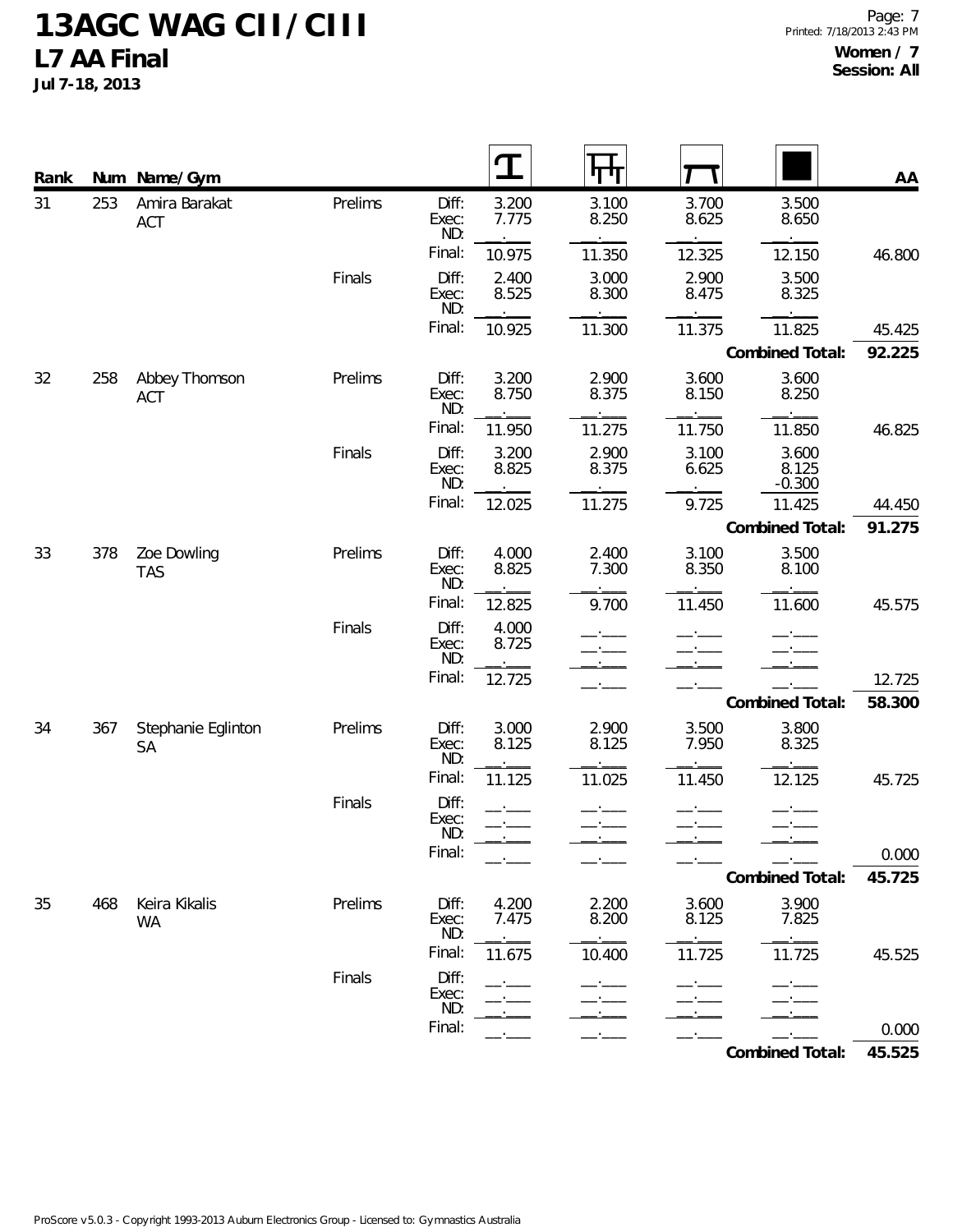# 13AGC WAG CII / CIII

## L7 AA Final

**Jul 7-18, 2013**

**Women / 7**
**Session: All**

| Rank | Num | Name/Gym | Round | | Vault | Bars | Beam | Floor | AA |
|---|---|---|---|---|---|---|---|---|---|
| 31 | 253 | Amira Barakat, ACT | Prelims | Diff: | 3.200 | 3.100 | 3.700 | 3.500 | |
| | | | | Exec: | 7.775 | 8.250 | 8.625 | 8.650 | |
| | | | | ND: | . | . | . | . | |
| | | | | Final: | 10.975 | 11.350 | 12.325 | 12.150 | 46.800 |
| | | | Finals | Diff: | 2.400 | 3.000 | 2.900 | 3.500 | |
| | | | | Exec: | 8.525 | 8.300 | 8.475 | 8.325 | |
| | | | | ND: | . | . | . | . | |
| | | | | Final: | 10.925 | 11.300 | 11.375 | 11.825 | 45.425 |
| | | | | | | | | **Combined Total:** | **92.225** |
| 32 | 258 | Abbey Thomson, ACT | Prelims | Diff: | 3.200 | 2.900 | 3.600 | 3.600 | |
| | | | | Exec: | 8.750 | 8.375 | 8.150 | 8.250 | |
| | | | | ND: | . | . | . | . | |
| | | | | Final: | 11.950 | 11.275 | 11.750 | 11.850 | 46.825 |
| | | | Finals | Diff: | 3.200 | 2.900 | 3.100 | 3.600 | |
| | | | | Exec: | 8.825 | 8.375 | 6.625 | 8.125 | |
| | | | | ND: | . | . | . | -0.300 | |
| | | | | Final: | 12.025 | 11.275 | 9.725 | 11.425 | 44.450 |
| | | | | | | | | **Combined Total:** | **91.275** |
| 33 | 378 | Zoe Dowling, TAS | Prelims | Diff: | 4.000 | 2.400 | 3.100 | 3.500 | |
| | | | | Exec: | 8.825 | 7.300 | 8.350 | 8.100 | |
| | | | | ND: | . | . | . | . | |
| | | | | Final: | 12.825 | 9.700 | 11.450 | 11.600 | 45.575 |
| | | | Finals | Diff: | 4.000 | . | . | . | |
| | | | | Exec: | 8.725 | . | . | . | |
| | | | | ND: | . | . | . | . | |
| | | | | Final: | 12.725 | . | . | . | 12.725 |
| | | | | | | | | **Combined Total:** | **58.300** |
| 34 | 367 | Stephanie Eglinton, SA | Prelims | Diff: | 3.000 | 2.900 | 3.500 | 3.800 | |
| | | | | Exec: | 8.125 | 8.125 | 7.950 | 8.325 | |
| | | | | ND: | . | . | . | . | |
| | | | | Final: | 11.125 | 11.025 | 11.450 | 12.125 | 45.725 |
| | | | Finals | Diff: | . | . | . | . | |
| | | | | Exec: | . | . | . | . | |
| | | | | ND: | . | . | . | . | |
| | | | | Final: | . | . | . | . | 0.000 |
| | | | | | | | | **Combined Total:** | **45.725** |
| 35 | 468 | Keira Kikalis, WA | Prelims | Diff: | 4.200 | 2.200 | 3.600 | 3.900 | |
| | | | | Exec: | 7.475 | 8.200 | 8.125 | 7.825 | |
| | | | | ND: | . | . | . | . | |
| | | | | Final: | 11.675 | 10.400 | 11.725 | 11.725 | 45.525 |
| | | | Finals | Diff: | . | . | . | . | |
| | | | | Exec: | . | . | . | . | |
| | | | | ND: | . | . | . | . | |
| | | | | Final: | . | . | . | . | 0.000 |
| | | | | | | | | **Combined Total:** | **45.525** |

ProScore v5.0.3 - Copyright 1993-2013 Auburn Electronics Group - Licensed to: Gymnastics Australia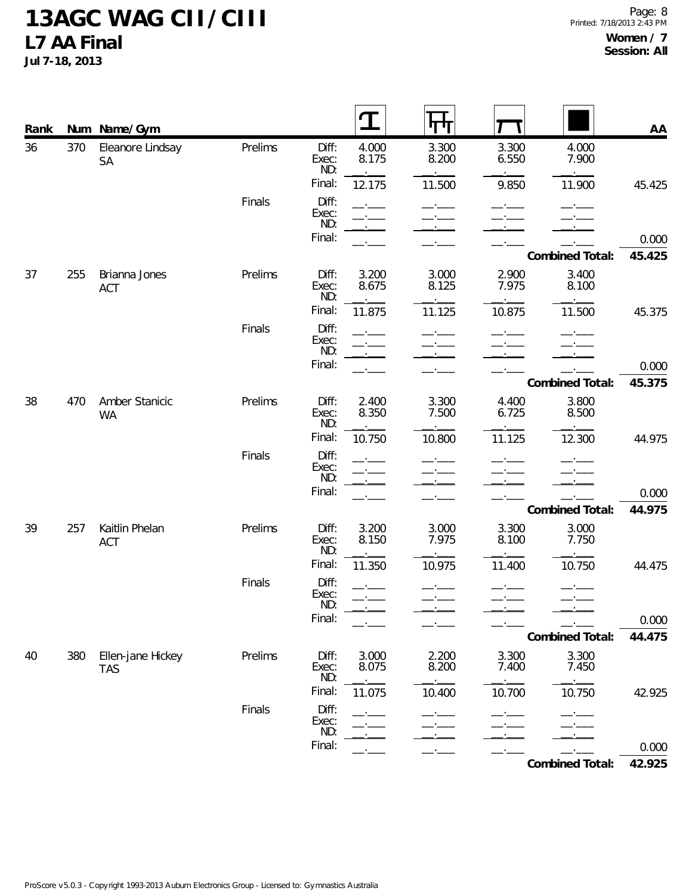# 13AGC WAG CII / CIII

## L7 AA Final

**Jul 7-18, 2013**

**Women / 7**
**Session: All**

| Rank | Num | Name/Gym | | | Vault | Bars | Beam | Floor | AA |
|---|---|---|---|---|---|---|---|---|---|
| 36 | 370 | Eleanore Lindsay SA | Prelims | Diff: | 4.000 | 3.300 | 3.300 | 4.000 | |
| | | | | Exec: | 8.175 | 8.200 | 6.550 | 7.900 | |
| | | | | ND: | __.___ | __.___ | __.___ | __.___ | |
| | | | | Final: | 12.175 | 11.500 | 9.850 | 11.900 | 45.425 |
| | | | Finals | Diff: | __.___ | __.___ | __.___ | __.___ | |
| | | | | Exec: | __.___ | __.___ | __.___ | __.___ | |
| | | | | ND: | __.___ | __.___ | __.___ | __.___ | |
| | | | | Final: | __.___ | __.___ | __.___ | __.___ | 0.000 |
| | | | | | | | | **Combined Total:** | **45.425** |
| 37 | 255 | Brianna Jones ACT | Prelims | Diff: | 3.200 | 3.000 | 2.900 | 3.400 | |
| | | | | Exec: | 8.675 | 8.125 | 7.975 | 8.100 | |
| | | | | ND: | __.___ | __.___ | __.___ | __.___ | |
| | | | | Final: | 11.875 | 11.125 | 10.875 | 11.500 | 45.375 |
| | | | Finals | Diff: | __.___ | __.___ | __.___ | __.___ | |
| | | | | Exec: | __.___ | __.___ | __.___ | __.___ | |
| | | | | ND: | __.___ | __.___ | __.___ | __.___ | |
| | | | | Final: | __.___ | __.___ | __.___ | __.___ | 0.000 |
| | | | | | | | | **Combined Total:** | **45.375** |
| 38 | 470 | Amber Stanicic WA | Prelims | Diff: | 2.400 | 3.300 | 4.400 | 3.800 | |
| | | | | Exec: | 8.350 | 7.500 | 6.725 | 8.500 | |
| | | | | ND: | __.___ | __.___ | __.___ | __.___ | |
| | | | | Final: | 10.750 | 10.800 | 11.125 | 12.300 | 44.975 |
| | | | Finals | Diff: | __.___ | __.___ | __.___ | __.___ | |
| | | | | Exec: | __.___ | __.___ | __.___ | __.___ | |
| | | | | ND: | __.___ | __.___ | __.___ | __.___ | |
| | | | | Final: | __.___ | __.___ | __.___ | __.___ | 0.000 |
| | | | | | | | | **Combined Total:** | **44.975** |
| 39 | 257 | Kaitlin Phelan ACT | Prelims | Diff: | 3.200 | 3.000 | 3.300 | 3.000 | |
| | | | | Exec: | 8.150 | 7.975 | 8.100 | 7.750 | |
| | | | | ND: | __.___ | __.___ | __.___ | __.___ | |
| | | | | Final: | 11.350 | 10.975 | 11.400 | 10.750 | 44.475 |
| | | | Finals | Diff: | __.___ | __.___ | __.___ | __.___ | |
| | | | | Exec: | __.___ | __.___ | __.___ | __.___ | |
| | | | | ND: | __.___ | __.___ | __.___ | __.___ | |
| | | | | Final: | __.___ | __.___ | __.___ | __.___ | 0.000 |
| | | | | | | | | **Combined Total:** | **44.475** |
| 40 | 380 | Ellen-jane Hickey TAS | Prelims | Diff: | 3.000 | 2.200 | 3.300 | 3.300 | |
| | | | | Exec: | 8.075 | 8.200 | 7.400 | 7.450 | |
| | | | | ND: | __.___ | __.___ | __.___ | __.___ | |
| | | | | Final: | 11.075 | 10.400 | 10.700 | 10.750 | 42.925 |
| | | | Finals | Diff: | __.___ | __.___ | __.___ | __.___ | |
| | | | | Exec: | __.___ | __.___ | __.___ | __.___ | |
| | | | | ND: | __.___ | __.___ | __.___ | __.___ | |
| | | | | Final: | __.___ | __.___ | __.___ | __.___ | 0.000 |
| | | | | | | | | **Combined Total:** | **42.925** |

ProScore v5.0.3 - Copyright 1993-2013 Auburn Electronics Group - Licensed to: Gymnastics Australia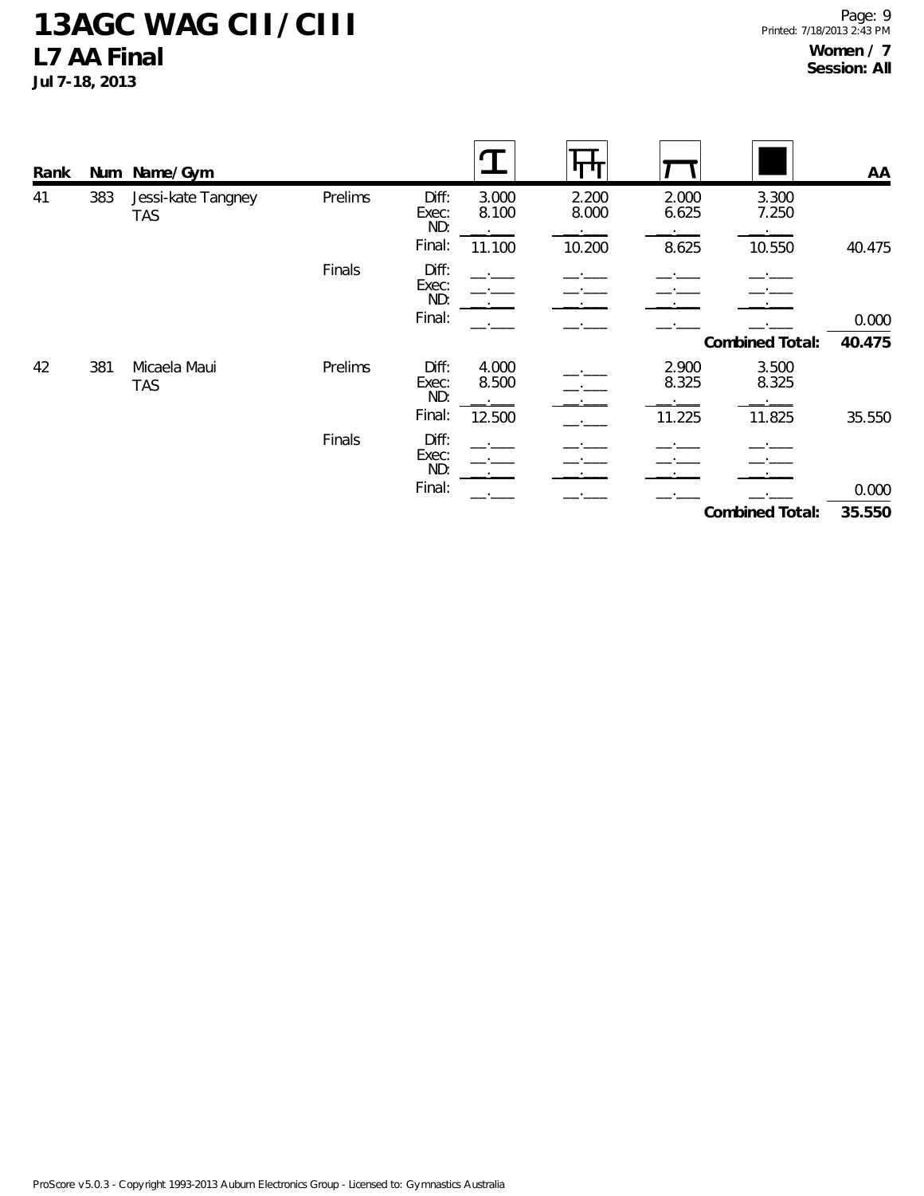# 13AGC WAG CII / CIII

## L7 AA Final

**Jul 7-18, 2013**

**Women / 7**
**Session: All**

| Rank | Num | Name/Gym | | | Vault | Bars | Beam | Floor | AA |
|---|---|---|---|---|---|---|---|---|---|
| 41 | 383 | Jessi-kate Tangney TAS | Prelims | Diff: | 3.000 | 2.200 | 2.000 | 3.300 | |
| | | | | Exec: | 8.100 | 8.000 | 6.625 | 7.250 | |
| | | | | ND: | __.___ | __.___ | __.___ | __.___ | |
| | | | | Final: | 11.100 | 10.200 | 8.625 | 10.550 | 40.475 |
| | | | Finals | Diff: | __.___ | __.___ | __.___ | __.___ | |
| | | | | Exec: | __.___ | __.___ | __.___ | __.___ | |
| | | | | ND: | __.___ | __.___ | __.___ | __.___ | |
| | | | | Final: | __.___ | __.___ | __.___ | __.___ | 0.000 |
| | | | | | | | | **Combined Total:** | **40.475** |
| 42 | 381 | Micaela Maui TAS | Prelims | Diff: | 4.000 | __.___ | 2.900 | 3.500 | |
| | | | | Exec: | 8.500 | __.___ | 8.325 | 8.325 | |
| | | | | ND: | __.___ | __.___ | __.___ | __.___ | |
| | | | | Final: | 12.500 | __.___ | 11.225 | 11.825 | 35.550 |
| | | | Finals | Diff: | __.___ | __.___ | __.___ | __.___ | |
| | | | | Exec: | __.___ | __.___ | __.___ | __.___ | |
| | | | | ND: | __.___ | __.___ | __.___ | __.___ | |
| | | | | Final: | __.___ | __.___ | __.___ | __.___ | 0.000 |
| | | | | | | | | **Combined Total:** | **35.550** |

ProScore v5.0.3 - Copyright 1993-2013 Auburn Electronics Group - Licensed to: Gymnastics Australia